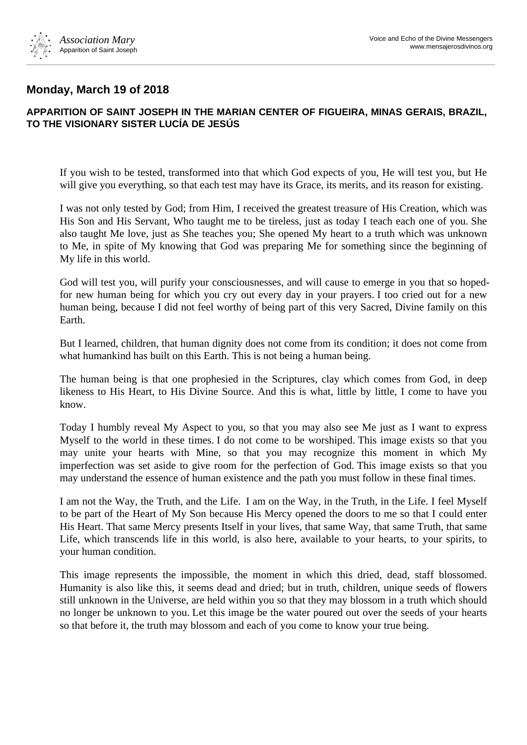## Monday, March 19 of 2018

### APPARITION OF SAINT JOSEPH IN THE MARIAN CENTER OF FIGUEIRA, MINAS GERAIS, BRAZIL, TO THE VISIONARY SISTER LUCÍA DE JESÚS

If you wish to be tested, transformed into that which God expects of you, He will test you, but He will give you everything, so that each test may have its Grace, its merits, and its reason for existing.

I was not only tested by God; from Him, I received the greatest treasure of His Creation, which was His Son and His Servant, Who taught me to be tireless, just as today I teach each one of you. She also taught Me love, just as She teaches you; She opened My heart to a truth which was unknown to Me, in spite of My knowing that God was preparing Me for something since the beginning of My life in this world.

God will test you, will purify your consciousnesses, and will cause to emerge in you that so hoped-for new human being for which you cry out every day in your prayers. I too cried out for a new human being, because I did not feel worthy of being part of this very Sacred, Divine family on this Earth.

But I learned, children, that human dignity does not come from its condition; it does not come from what humankind has built on this Earth. This is not being a human being.

The human being is that one prophesied in the Scriptures, clay which comes from God, in deep likeness to His Heart, to His Divine Source. And this is what, little by little, I come to have you know.

Today I humbly reveal My Aspect to you, so that you may also see Me just as I want to express Myself to the world in these times. I do not come to be worshiped. This image exists so that you may unite your hearts with Mine, so that you may recognize this moment in which My imperfection was set aside to give room for the perfection of God. This image exists so that you may understand the essence of human existence and the path you must follow in these final times.

I am not the Way, the Truth, and the Life. I am on the Way, in the Truth, in the Life. I feel Myself to be part of the Heart of My Son because His Mercy opened the doors to me so that I could enter His Heart. That same Mercy presents Itself in your lives, that same Way, that same Truth, that same Life, which transcends life in this world, is also here, available to your hearts, to your spirits, to your human condition.

This image represents the impossible, the moment in which this dried, dead, staff blossomed. Humanity is also like this, it seems dead and dried; but in truth, children, unique seeds of flowers still unknown in the Universe, are held within you so that they may blossom in a truth which should no longer be unknown to you. Let this image be the water poured out over the seeds of your hearts so that before it, the truth may blossom and each of you come to know your true being.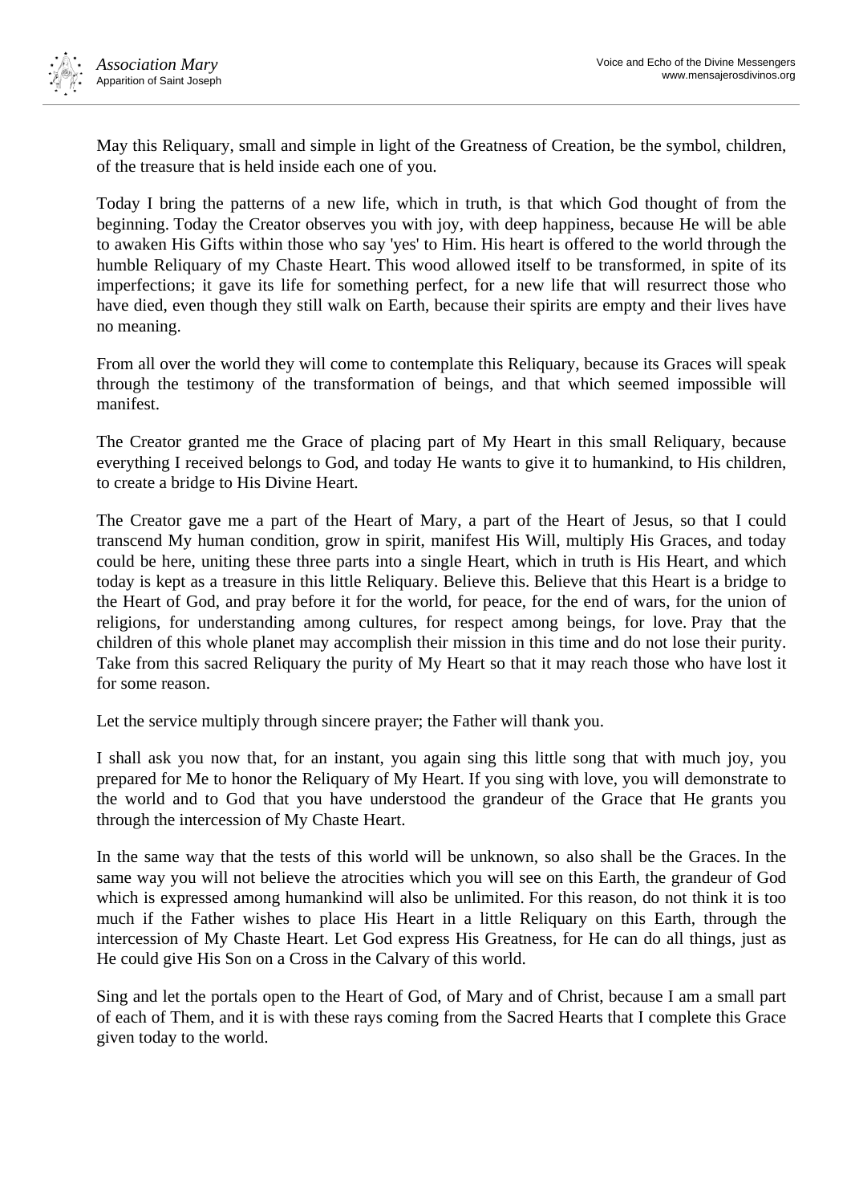May this Reliquary, small and simple in light of the Greatness of Creation, be the symbol, children, of the treasure that is held inside each one of you.

Today I bring the patterns of a new life, which in truth, is that which God thought of from the beginning. Today the Creator observes you with joy, with deep happiness, because He will be able to awaken His Gifts within those who say 'yes' to Him. His heart is offered to the world through the humble Reliquary of my Chaste Heart. This wood allowed itself to be transformed, in spite of its imperfections; it gave its life for something perfect, for a new life that will resurrect those who have died, even though they still walk on Earth, because their spirits are empty and their lives have no meaning.

From all over the world they will come to contemplate this Reliquary, because its Graces will speak through the testimony of the transformation of beings, and that which seemed impossible will manifest.

The Creator granted me the Grace of placing part of My Heart in this small Reliquary, because everything I received belongs to God, and today He wants to give it to humankind, to His children, to create a bridge to His Divine Heart.

The Creator gave me a part of the Heart of Mary, a part of the Heart of Jesus, so that I could transcend My human condition, grow in spirit, manifest His Will, multiply His Graces, and today could be here, uniting these three parts into a single Heart, which in truth is His Heart, and which today is kept as a treasure in this little Reliquary. Believe this. Believe that this Heart is a bridge to the Heart of God, and pray before it for the world, for peace, for the end of wars, for the union of religions, for understanding among cultures, for respect among beings, for love. Pray that the children of this whole planet may accomplish their mission in this time and do not lose their purity. Take from this sacred Reliquary the purity of My Heart so that it may reach those who have lost it for some reason.

Let the service multiply through sincere prayer; the Father will thank you.

I shall ask you now that, for an instant, you again sing this little song that with much joy, you prepared for Me to honor the Reliquary of My Heart. If you sing with love, you will demonstrate to the world and to God that you have understood the grandeur of the Grace that He grants you through the intercession of My Chaste Heart.

In the same way that the tests of this world will be unknown, so also shall be the Graces. In the same way you will not believe the atrocities which you will see on this Earth, the grandeur of God which is expressed among humankind will also be unlimited. For this reason, do not think it is too much if the Father wishes to place His Heart in a little Reliquary on this Earth, through the intercession of My Chaste Heart. Let God express His Greatness, for He can do all things, just as He could give His Son on a Cross in the Calvary of this world.

Sing and let the portals open to the Heart of God, of Mary and of Christ, because I am a small part of each of Them, and it is with these rays coming from the Sacred Hearts that I complete this Grace given today to the world.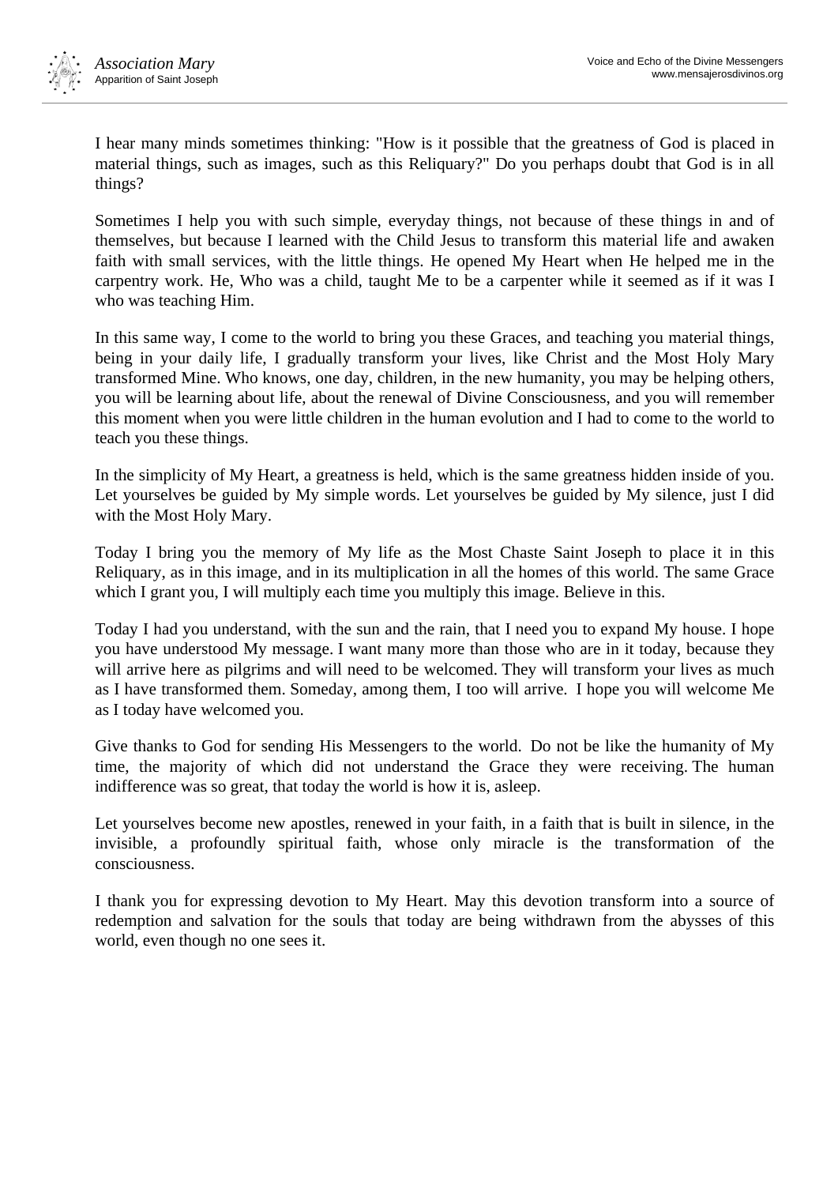I hear many minds sometimes thinking: "How is it possible that the greatness of God is placed in material things, such as images, such as this Reliquary?" Do you perhaps doubt that God is in all things?

Sometimes I help you with such simple, everyday things, not because of these things in and of themselves, but because I learned with the Child Jesus to transform this material life and awaken faith with small services, with the little things. He opened My Heart when He helped me in the carpentry work. He, Who was a child, taught Me to be a carpenter while it seemed as if it was I who was teaching Him.

In this same way, I come to the world to bring you these Graces, and teaching you material things, being in your daily life, I gradually transform your lives, like Christ and the Most Holy Mary transformed Mine. Who knows, one day, children, in the new humanity, you may be helping others, you will be learning about life, about the renewal of Divine Consciousness, and you will remember this moment when you were little children in the human evolution and I had to come to the world to teach you these things.

In the simplicity of My Heart, a greatness is held, which is the same greatness hidden inside of you. Let yourselves be guided by My simple words. Let yourselves be guided by My silence, just I did with the Most Holy Mary.

Today I bring you the memory of My life as the Most Chaste Saint Joseph to place it in this Reliquary, as in this image, and in its multiplication in all the homes of this world. The same Grace which I grant you, I will multiply each time you multiply this image. Believe in this.

Today I had you understand, with the sun and the rain, that I need you to expand My house. I hope you have understood My message. I want many more than those who are in it today, because they will arrive here as pilgrims and will need to be welcomed. They will transform your lives as much as I have transformed them. Someday, among them, I too will arrive. I hope you will welcome Me as I today have welcomed you.

Give thanks to God for sending His Messengers to the world. Do not be like the humanity of My time, the majority of which did not understand the Grace they were receiving. The human indifference was so great, that today the world is how it is, asleep.

Let yourselves become new apostles, renewed in your faith, in a faith that is built in silence, in the invisible, a profoundly spiritual faith, whose only miracle is the transformation of the consciousness.

I thank you for expressing devotion to My Heart. May this devotion transform into a source of redemption and salvation for the souls that today are being withdrawn from the abysses of this world, even though no one sees it.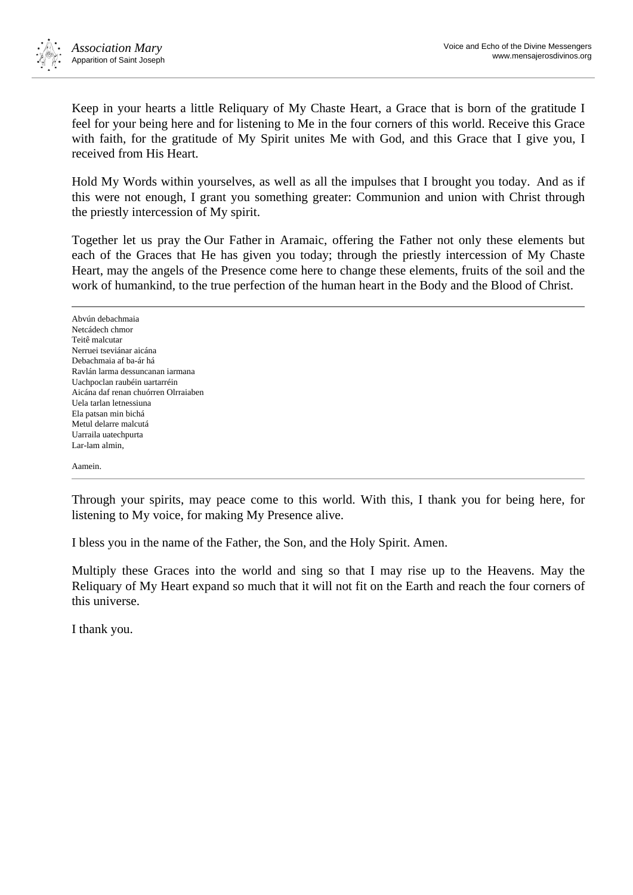Keep in your hearts a little Reliquary of My Chaste Heart, a Grace that is born of the gratitude I feel for your being here and for listening to Me in the four corners of this world. Receive this Grace with faith, for the gratitude of My Spirit unites Me with God, and this Grace that I give you, I received from His Heart.

Hold My Words within yourselves, as well as all the impulses that I brought you today. And as if this were not enough, I grant you something greater: Communion and union with Christ through the priestly intercession of My spirit.

Together let us pray the Our Father in Aramaic, offering the Father not only these elements but each of the Graces that He has given you today; through the priestly intercession of My Chaste Heart, may the angels of the Presence come here to change these elements, fruits of the soil and the work of humankind, to the true perfection of the human heart in the Body and the Blood of Christ.

---

Abvún debachmaia
Netcádech chmor
Teitê malcutar
Nerruei tseviánar aicána
Debachmaia af ba-ár há
Ravlán larma dessuncanan iarmana
Uachpoclan raubéin uartarréin
Aicána daf renan chuórren Olrraiaben
Uela tarlan letnessiuna
Ela patsan min bichá
Metul delarre malcutá
Uarraila uatechpurta
Lar-lam almin,

Aamein.

---

Through your spirits, may peace come to this world. With this, I thank you for being here, for listening to My voice, for making My Presence alive.

I bless you in the name of the Father, the Son, and the Holy Spirit. Amen.

Multiply these Graces into the world and sing so that I may rise up to the Heavens. May the Reliquary of My Heart expand so much that it will not fit on the Earth and reach the four corners of this universe.

I thank you.